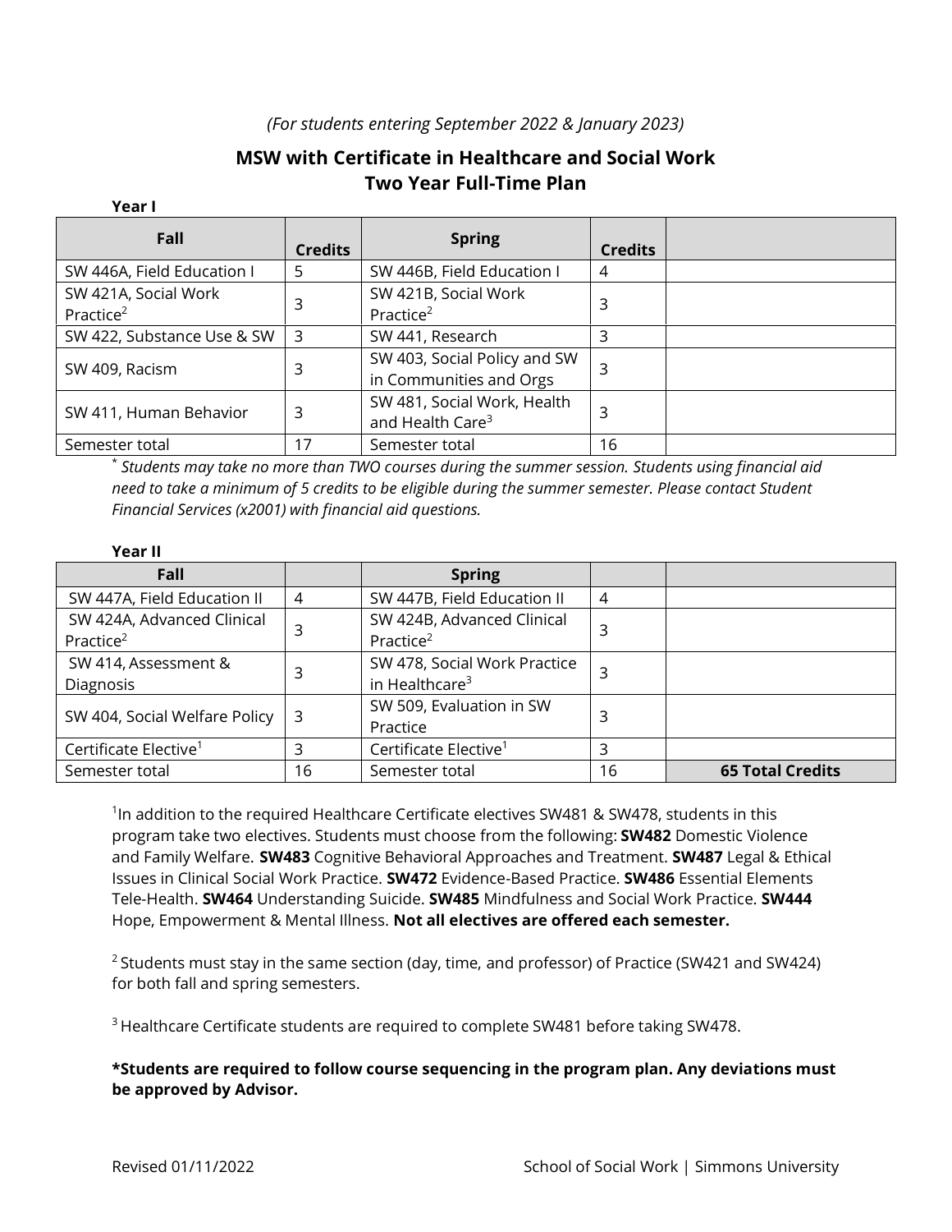*(For students entering September 2022 & January 2023)*

# MSW with Certificate in Healthcare and Social Work
## Two Year Full-Time Plan

**Year I**

| Fall | Credits | Spring | Credits | |
|---|---|---|---|---|
| SW 446A, Field Education I | 5 | SW 446B, Field Education I | 4 | |
| SW 421A, Social Work Practice[2] | 3 | SW 421B, Social Work Practice[2] | 3 | |
| SW 422, Substance Use & SW | 3 | SW 441, Research | 3 | |
| SW 409, Racism | 3 | SW 403, Social Policy and SW in Communities and Orgs | 3 | |
| SW 411, Human Behavior | 3 | SW 481, Social Work, Health and Health Care[3] | 3 | |
| Semester total | 17 | Semester total | 16 | |

[*] *Students may take no more than TWO courses during the summer session. Students using financial aid need to take a minimum of 5 credits to be eligible during the summer semester. Please contact Student Financial Services (x2001) with financial aid questions.*

**Year II**

| Fall | | Spring | | |
|---|---|---|---|---|
| SW 447A, Field Education II | 4 | SW 447B, Field Education II | 4 | |
| SW 424A, Advanced Clinical Practice[2] | 3 | SW 424B, Advanced Clinical Practice[2] | 3 | |
| SW 414, Assessment & Diagnosis | 3 | SW 478, Social Work Practice in Healthcare[3] | 3 | |
| SW 404, Social Welfare Policy | 3 | SW 509, Evaluation in SW Practice | 3 | |
| Certificate Elective[1] | 3 | Certificate Elective[1] | 3 | |
| Semester total | 16 | Semester total | 16 | **65 Total Credits** |

[1]In addition to the required Healthcare Certificate electives SW481 & SW478, students in this program take two electives. Students must choose from the following: **SW482** Domestic Violence and Family Welfare. **SW483** Cognitive Behavioral Approaches and Treatment. **SW487** Legal & Ethical Issues in Clinical Social Work Practice. **SW472** Evidence-Based Practice. **SW486** Essential Elements Tele-Health. **SW464** Understanding Suicide. **SW485** Mindfulness and Social Work Practice. **SW444** Hope, Empowerment & Mental Illness. **Not all electives are offered each semester.**

[2] Students must stay in the same section (day, time, and professor) of Practice (SW421 and SW424) for both fall and spring semesters.

[3] Healthcare Certificate students are required to complete SW481 before taking SW478.

**\*Students are required to follow course sequencing in the program plan. Any deviations must be approved by Advisor.**

Revised 01/11/2022

School of Social Work | Simmons University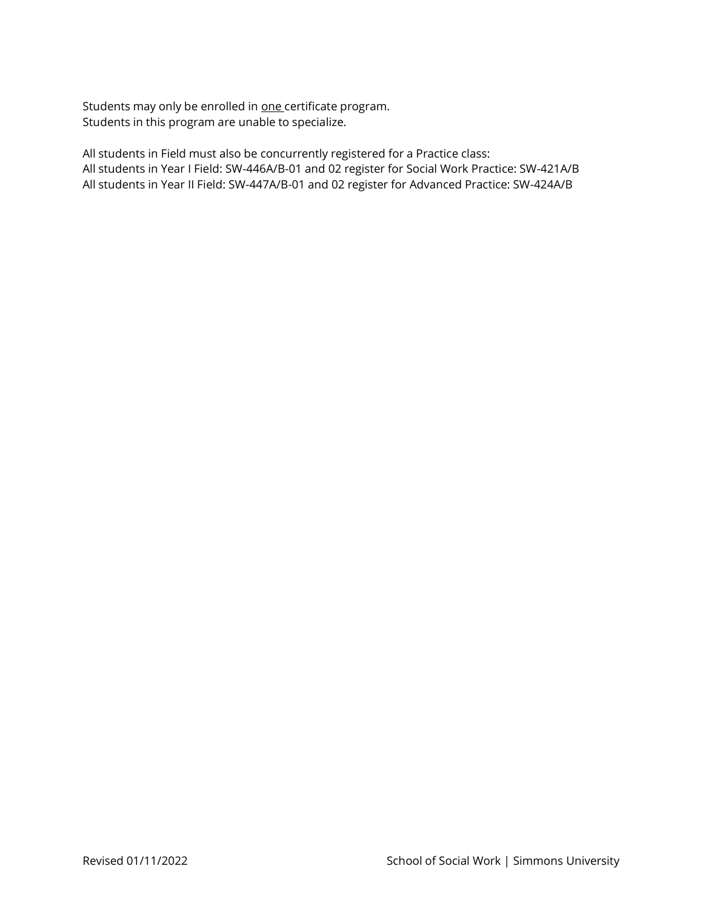Students may only be enrolled in <u>one</u> certificate program.
Students in this program are unable to specialize.

All students in Field must also be concurrently registered for a Practice class:
All students in Year I Field: SW-446A/B-01 and 02 register for Social Work Practice: SW-421A/B
All students in Year II Field: SW-447A/B-01 and 02 register for Advanced Practice: SW-424A/B

Revised 01/11/2022 School of Social Work | Simmons University